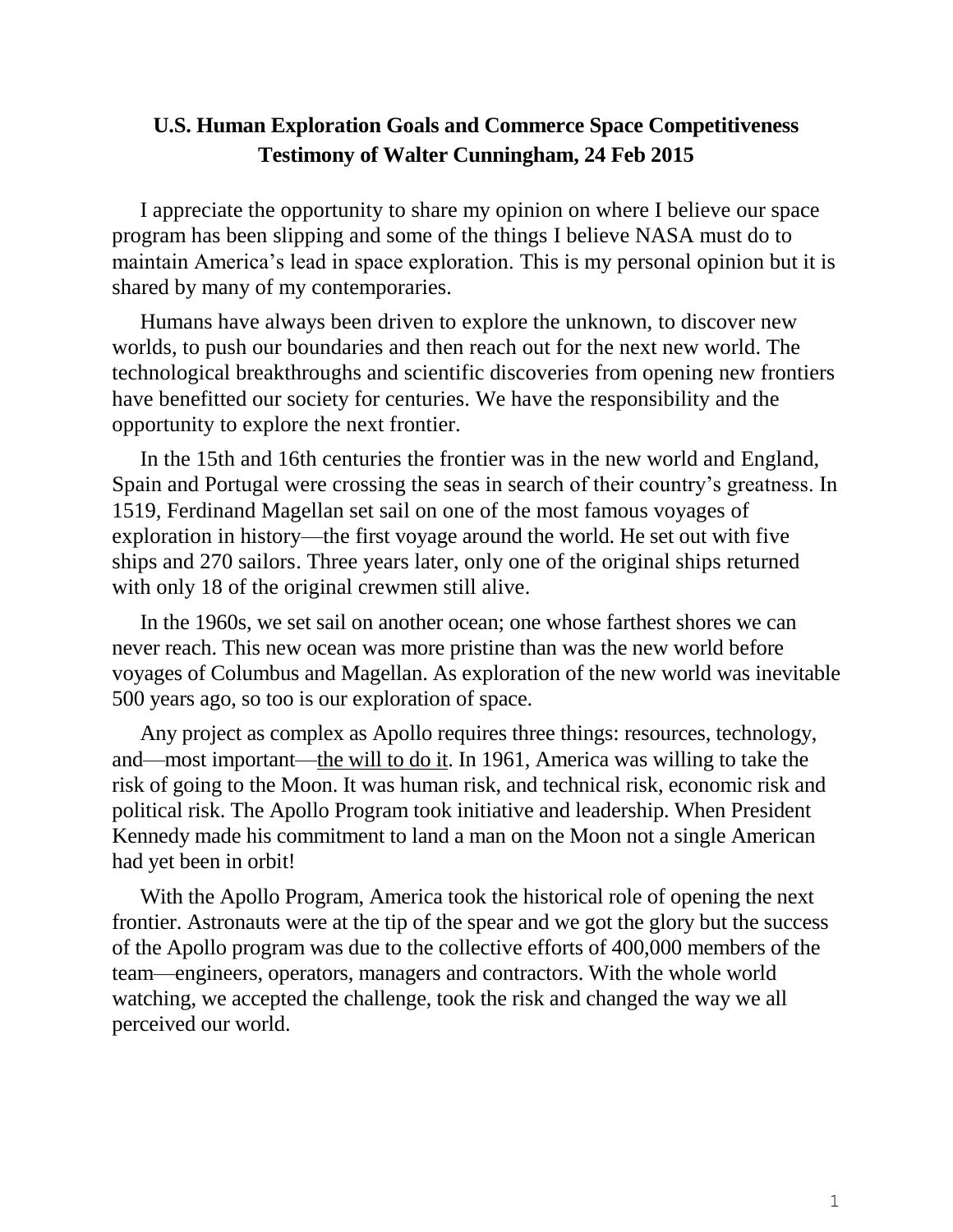# U.S. Human Exploration Goals and Commerce Space Competitiveness
## Testimony of Walter Cunningham, 24 Feb 2015

I appreciate the opportunity to share my opinion on where I believe our space program has been slipping and some of the things I believe NASA must do to maintain America's lead in space exploration. This is my personal opinion but it is shared by many of my contemporaries.

Humans have always been driven to explore the unknown, to discover new worlds, to push our boundaries and then reach out for the next new world. The technological breakthroughs and scientific discoveries from opening new frontiers have benefitted our society for centuries. We have the responsibility and the opportunity to explore the next frontier.

In the 15th and 16th centuries the frontier was in the new world and England, Spain and Portugal were crossing the seas in search of their country's greatness. In 1519, Ferdinand Magellan set sail on one of the most famous voyages of exploration in history—the first voyage around the world. He set out with five ships and 270 sailors. Three years later, only one of the original ships returned with only 18 of the original crewmen still alive.

In the 1960s, we set sail on another ocean; one whose farthest shores we can never reach. This new ocean was more pristine than was the new world before voyages of Columbus and Magellan. As exploration of the new world was inevitable 500 years ago, so too is our exploration of space.

Any project as complex as Apollo requires three things: resources, technology, and—most important—<u>the will to do it</u>. In 1961, America was willing to take the risk of going to the Moon. It was human risk, and technical risk, economic risk and political risk. The Apollo Program took initiative and leadership. When President Kennedy made his commitment to land a man on the Moon not a single American had yet been in orbit!

With the Apollo Program, America took the historical role of opening the next frontier. Astronauts were at the tip of the spear and we got the glory but the success of the Apollo program was due to the collective efforts of 400,000 members of the team—engineers, operators, managers and contractors. With the whole world watching, we accepted the challenge, took the risk and changed the way we all perceived our world.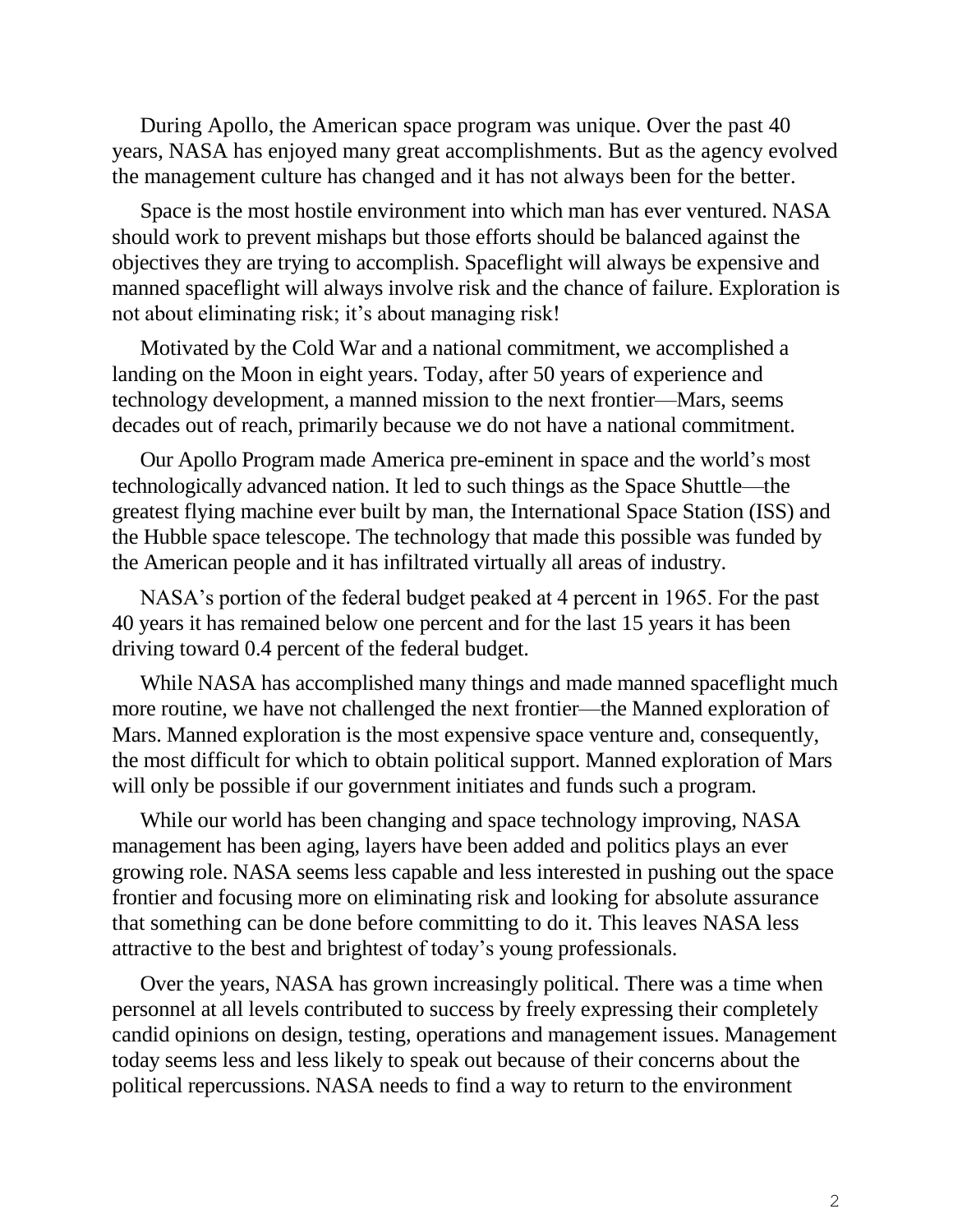During Apollo, the American space program was unique. Over the past 40 years, NASA has enjoyed many great accomplishments. But as the agency evolved the management culture has changed and it has not always been for the better.

Space is the most hostile environment into which man has ever ventured. NASA should work to prevent mishaps but those efforts should be balanced against the objectives they are trying to accomplish. Spaceflight will always be expensive and manned spaceflight will always involve risk and the chance of failure. Exploration is not about eliminating risk; it's about managing risk!

Motivated by the Cold War and a national commitment, we accomplished a landing on the Moon in eight years. Today, after 50 years of experience and technology development, a manned mission to the next frontier—Mars, seems decades out of reach, primarily because we do not have a national commitment.

Our Apollo Program made America pre-eminent in space and the world's most technologically advanced nation. It led to such things as the Space Shuttle—the greatest flying machine ever built by man, the International Space Station (ISS) and the Hubble space telescope. The technology that made this possible was funded by the American people and it has infiltrated virtually all areas of industry.

NASA's portion of the federal budget peaked at 4 percent in 1965. For the past 40 years it has remained below one percent and for the last 15 years it has been driving toward 0.4 percent of the federal budget.

While NASA has accomplished many things and made manned spaceflight much more routine, we have not challenged the next frontier—the Manned exploration of Mars. Manned exploration is the most expensive space venture and, consequently, the most difficult for which to obtain political support. Manned exploration of Mars will only be possible if our government initiates and funds such a program.

While our world has been changing and space technology improving, NASA management has been aging, layers have been added and politics plays an ever growing role. NASA seems less capable and less interested in pushing out the space frontier and focusing more on eliminating risk and looking for absolute assurance that something can be done before committing to do it. This leaves NASA less attractive to the best and brightest of today's young professionals.

Over the years, NASA has grown increasingly political. There was a time when personnel at all levels contributed to success by freely expressing their completely candid opinions on design, testing, operations and management issues. Management today seems less and less likely to speak out because of their concerns about the political repercussions. NASA needs to find a way to return to the environment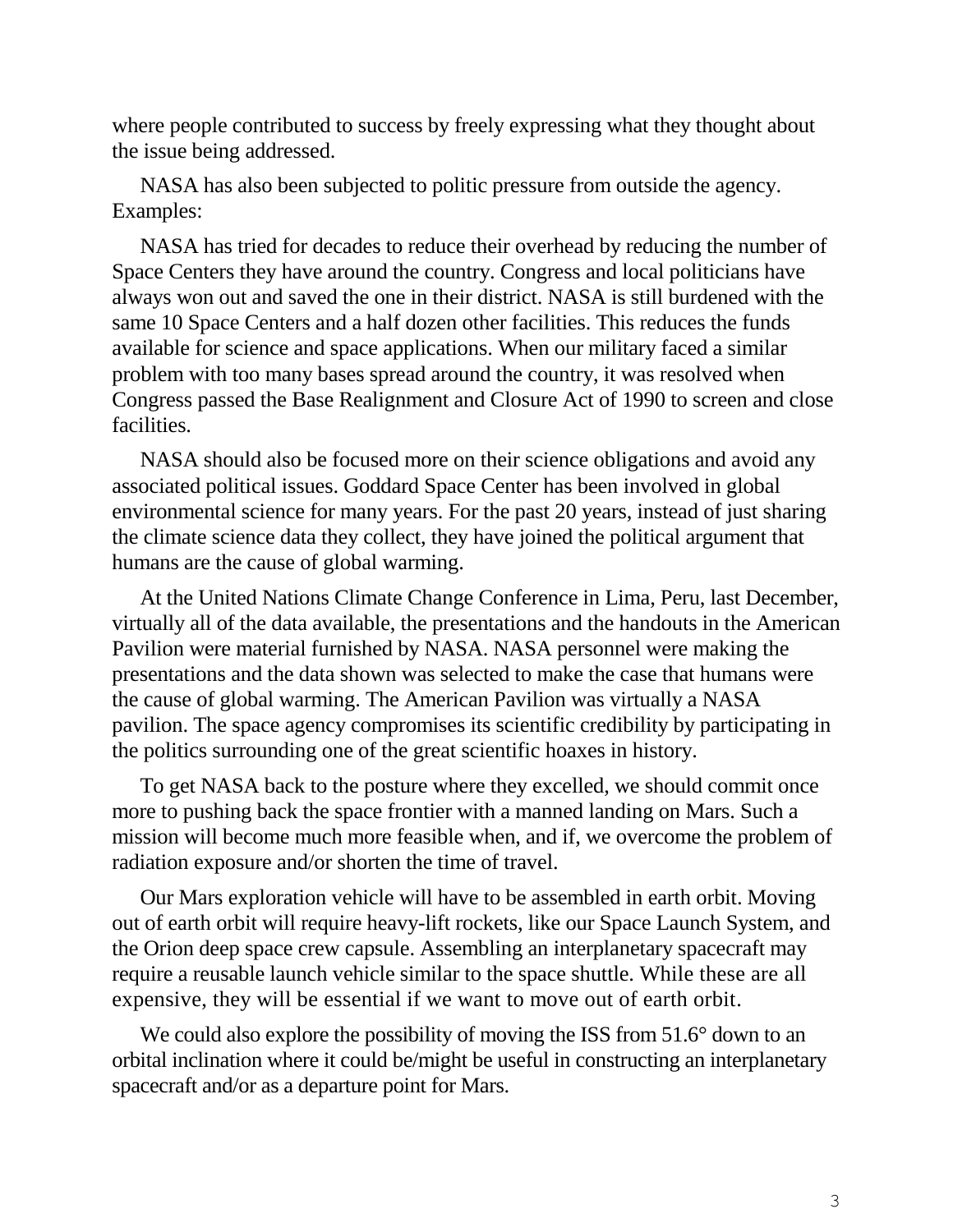where people contributed to success by freely expressing what they thought about the issue being addressed.

NASA has also been subjected to politic pressure from outside the agency. Examples:

NASA has tried for decades to reduce their overhead by reducing the number of Space Centers they have around the country. Congress and local politicians have always won out and saved the one in their district. NASA is still burdened with the same 10 Space Centers and a half dozen other facilities. This reduces the funds available for science and space applications. When our military faced a similar problem with too many bases spread around the country, it was resolved when Congress passed the Base Realignment and Closure Act of 1990 to screen and close facilities.

NASA should also be focused more on their science obligations and avoid any associated political issues. Goddard Space Center has been involved in global environmental science for many years. For the past 20 years, instead of just sharing the climate science data they collect, they have joined the political argument that humans are the cause of global warming.

At the United Nations Climate Change Conference in Lima, Peru, last December, virtually all of the data available, the presentations and the handouts in the American Pavilion were material furnished by NASA. NASA personnel were making the presentations and the data shown was selected to make the case that humans were the cause of global warming. The American Pavilion was virtually a NASA pavilion. The space agency compromises its scientific credibility by participating in the politics surrounding one of the great scientific hoaxes in history.

To get NASA back to the posture where they excelled, we should commit once more to pushing back the space frontier with a manned landing on Mars. Such a mission will become much more feasible when, and if, we overcome the problem of radiation exposure and/or shorten the time of travel.

Our Mars exploration vehicle will have to be assembled in earth orbit. Moving out of earth orbit will require heavy-lift rockets, like our Space Launch System, and the Orion deep space crew capsule. Assembling an interplanetary spacecraft may require a reusable launch vehicle similar to the space shuttle. While these are all expensive, they will be essential if we want to move out of earth orbit.

We could also explore the possibility of moving the ISS from 51.6° down to an orbital inclination where it could be/might be useful in constructing an interplanetary spacecraft and/or as a departure point for Mars.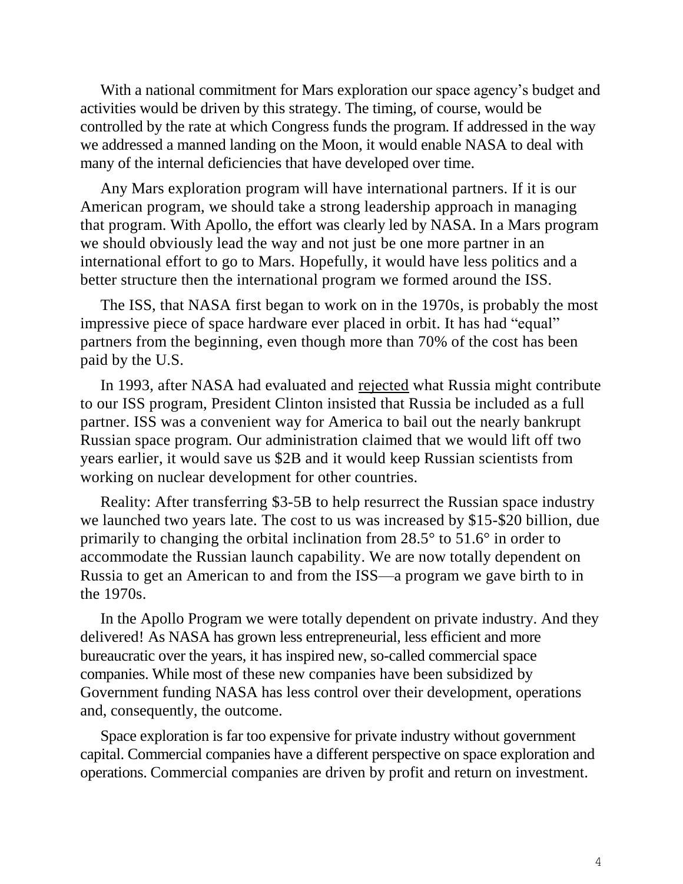With a national commitment for Mars exploration our space agency's budget and activities would be driven by this strategy. The timing, of course, would be controlled by the rate at which Congress funds the program. If addressed in the way we addressed a manned landing on the Moon, it would enable NASA to deal with many of the internal deficiencies that have developed over time.

Any Mars exploration program will have international partners. If it is our American program, we should take a strong leadership approach in managing that program. With Apollo, the effort was clearly led by NASA. In a Mars program we should obviously lead the way and not just be one more partner in an international effort to go to Mars. Hopefully, it would have less politics and a better structure then the international program we formed around the ISS.

The ISS, that NASA first began to work on in the 1970s, is probably the most impressive piece of space hardware ever placed in orbit. It has had "equal" partners from the beginning, even though more than 70% of the cost has been paid by the U.S.

In 1993, after NASA had evaluated and <u>rejected</u> what Russia might contribute to our ISS program, President Clinton insisted that Russia be included as a full partner. ISS was a convenient way for America to bail out the nearly bankrupt Russian space program. Our administration claimed that we would lift off two years earlier, it would save us $2B and it would keep Russian scientists from working on nuclear development for other countries.

Reality: After transferring $3-5B to help resurrect the Russian space industry we launched two years late. The cost to us was increased by $15-$20 billion, due primarily to changing the orbital inclination from 28.5° to 51.6° in order to accommodate the Russian launch capability. We are now totally dependent on Russia to get an American to and from the ISS—a program we gave birth to in the 1970s.

In the Apollo Program we were totally dependent on private industry. And they delivered! As NASA has grown less entrepreneurial, less efficient and more bureaucratic over the years, it has inspired new, so-called commercial space companies. While most of these new companies have been subsidized by Government funding NASA has less control over their development, operations and, consequently, the outcome.

Space exploration is far too expensive for private industry without government capital. Commercial companies have a different perspective on space exploration and operations. Commercial companies are driven by profit and return on investment.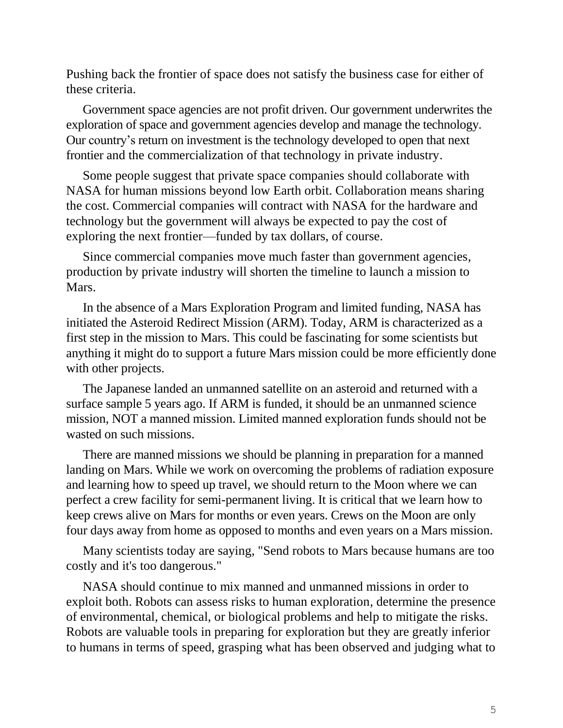Pushing back the frontier of space does not satisfy the business case for either of these criteria.

Government space agencies are not profit driven. Our government underwrites the exploration of space and government agencies develop and manage the technology. Our country's return on investment is the technology developed to open that next frontier and the commercialization of that technology in private industry.

Some people suggest that private space companies should collaborate with NASA for human missions beyond low Earth orbit. Collaboration means sharing the cost. Commercial companies will contract with NASA for the hardware and technology but the government will always be expected to pay the cost of exploring the next frontier—funded by tax dollars, of course.

Since commercial companies move much faster than government agencies, production by private industry will shorten the timeline to launch a mission to Mars.

In the absence of a Mars Exploration Program and limited funding, NASA has initiated the Asteroid Redirect Mission (ARM). Today, ARM is characterized as a first step in the mission to Mars. This could be fascinating for some scientists but anything it might do to support a future Mars mission could be more efficiently done with other projects.

The Japanese landed an unmanned satellite on an asteroid and returned with a surface sample 5 years ago. If ARM is funded, it should be an unmanned science mission, NOT a manned mission. Limited manned exploration funds should not be wasted on such missions.

There are manned missions we should be planning in preparation for a manned landing on Mars. While we work on overcoming the problems of radiation exposure and learning how to speed up travel, we should return to the Moon where we can perfect a crew facility for semi-permanent living. It is critical that we learn how to keep crews alive on Mars for months or even years. Crews on the Moon are only four days away from home as opposed to months and even years on a Mars mission.

Many scientists today are saying, "Send robots to Mars because humans are too costly and it's too dangerous."

NASA should continue to mix manned and unmanned missions in order to exploit both. Robots can assess risks to human exploration, determine the presence of environmental, chemical, or biological problems and help to mitigate the risks. Robots are valuable tools in preparing for exploration but they are greatly inferior to humans in terms of speed, grasping what has been observed and judging what to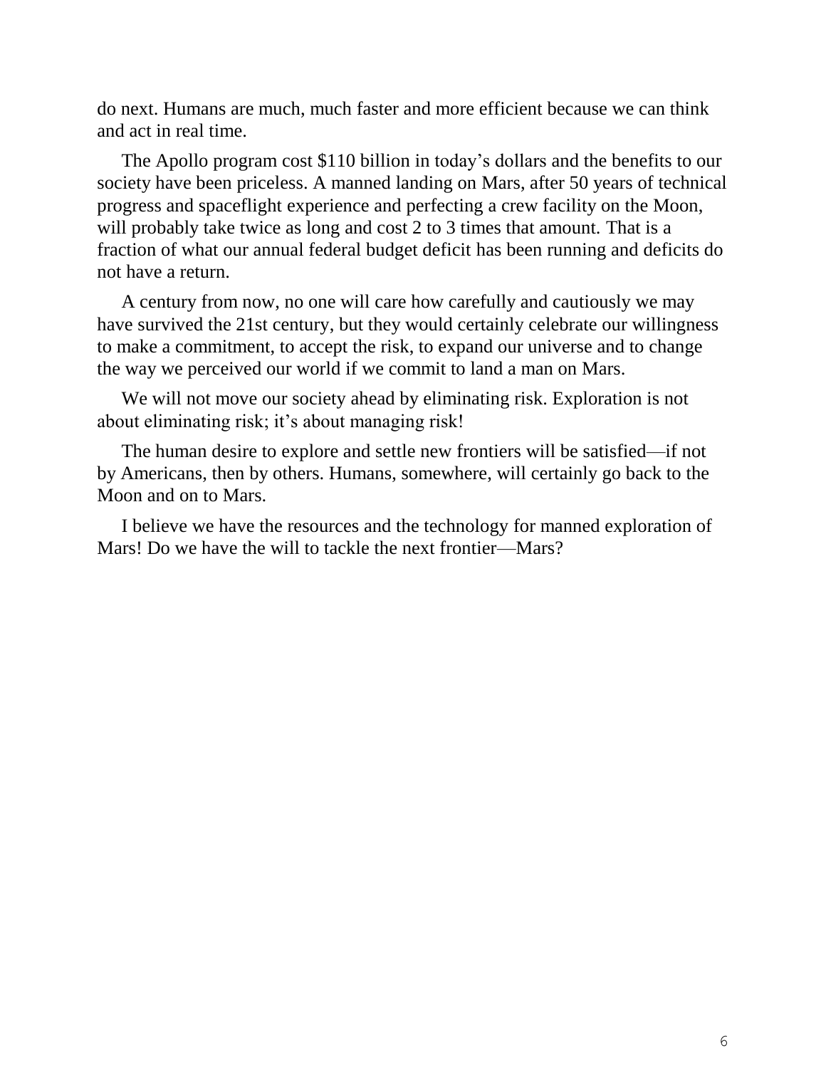do next. Humans are much, much faster and more efficient because we can think and act in real time.

The Apollo program cost $110 billion in today's dollars and the benefits to our society have been priceless. A manned landing on Mars, after 50 years of technical progress and spaceflight experience and perfecting a crew facility on the Moon, will probably take twice as long and cost 2 to 3 times that amount. That is a fraction of what our annual federal budget deficit has been running and deficits do not have a return.

A century from now, no one will care how carefully and cautiously we may have survived the 21st century, but they would certainly celebrate our willingness to make a commitment, to accept the risk, to expand our universe and to change the way we perceived our world if we commit to land a man on Mars.

We will not move our society ahead by eliminating risk. Exploration is not about eliminating risk; it's about managing risk!

The human desire to explore and settle new frontiers will be satisfied—if not by Americans, then by others. Humans, somewhere, will certainly go back to the Moon and on to Mars.

I believe we have the resources and the technology for manned exploration of Mars! Do we have the will to tackle the next frontier—Mars?